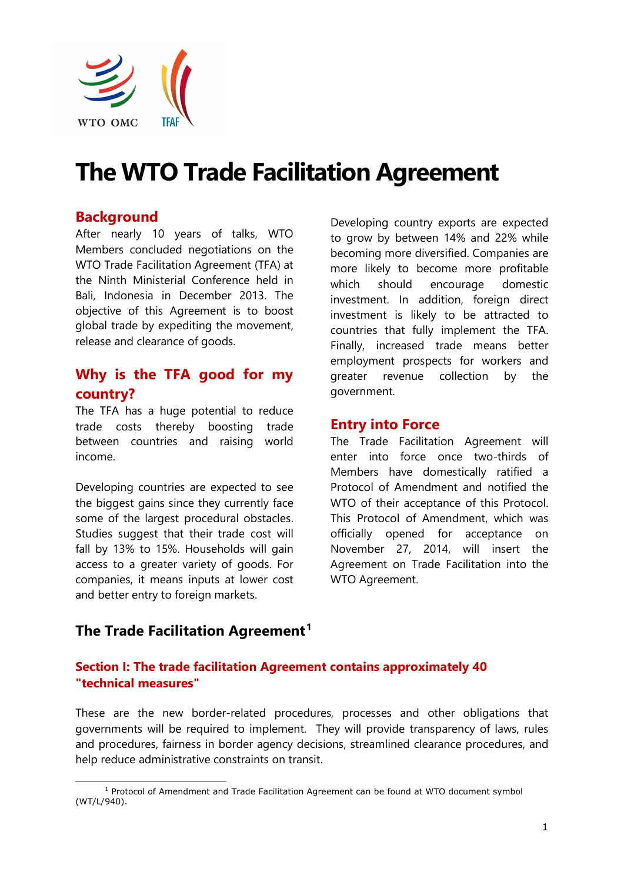# The WTO Trade Facilitation Agreement

## Background

After nearly 10 years of talks, WTO Members concluded negotiations on the WTO Trade Facilitation Agreement (TFA) at the Ninth Ministerial Conference held in Bali, Indonesia in December 2013. The objective of this Agreement is to boost global trade by expediting the movement, release and clearance of goods.

## Why is the TFA good for my country?

The TFA has a huge potential to reduce trade costs thereby boosting trade between countries and raising world income.

Developing countries are expected to see the biggest gains since they currently face some of the largest procedural obstacles. Studies suggest that their trade cost will fall by 13% to 15%. Households will gain access to a greater variety of goods. For companies, it means inputs at lower cost and better entry to foreign markets.

Developing country exports are expected to grow by between 14% and 22% while becoming more diversified. Companies are more likely to become more profitable which should encourage domestic investment. In addition, foreign direct investment is likely to be attracted to countries that fully implement the TFA. Finally, increased trade means better employment prospects for workers and greater revenue collection by the government.

## Entry into Force

The Trade Facilitation Agreement will enter into force once two-thirds of Members have domestically ratified a Protocol of Amendment and notified the WTO of their acceptance of this Protocol. This Protocol of Amendment, which was officially opened for acceptance on November 27, 2014, will insert the Agreement on Trade Facilitation into the WTO Agreement.

## The Trade Facilitation Agreement[1]

### Section I: The trade facilitation Agreement contains approximately 40 "technical measures"

These are the new border-related procedures, processes and other obligations that governments will be required to implement. They will provide transparency of laws, rules and procedures, fairness in border agency decisions, streamlined clearance procedures, and help reduce administrative constraints on transit.

[1] Protocol of Amendment and Trade Facilitation Agreement can be found at WTO document symbol (WT/L/940).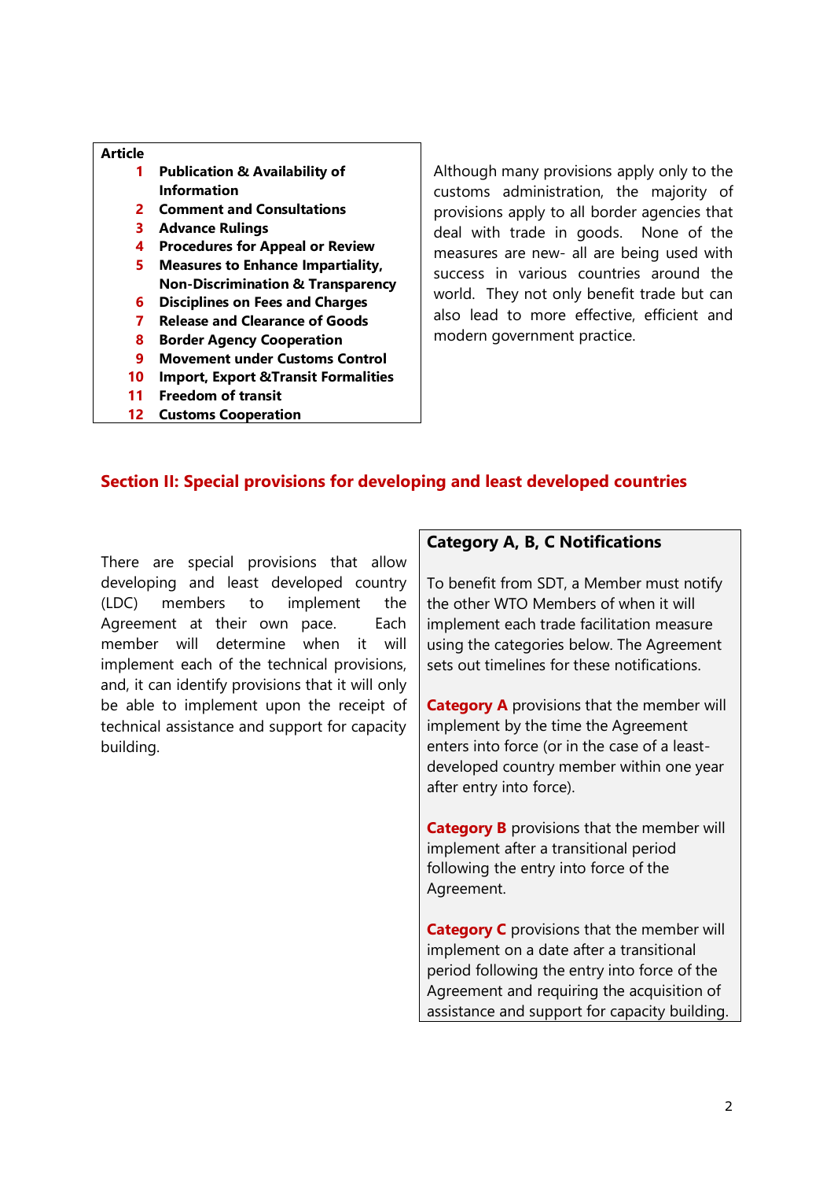| Article | |
|---|---|
| 1 | **Publication & Availability of Information** |
| 2 | **Comment and Consultations** |
| 3 | **Advance Rulings** |
| 4 | **Procedures for Appeal or Review** |
| 5 | **Measures to Enhance Impartiality, Non-Discrimination & Transparency** |
| 6 | **Disciplines on Fees and Charges** |
| 7 | **Release and Clearance of Goods** |
| 8 | **Border Agency Cooperation** |
| 9 | **Movement under Customs Control** |
| 10 | **Import, Export &Transit Formalities** |
| 11 | **Freedom of transit** |
| 12 | **Customs Cooperation** |

Although many provisions apply only to the customs administration, the majority of provisions apply to all border agencies that deal with trade in goods. None of the measures are new- all are being used with success in various countries around the world. They not only benefit trade but can also lead to more effective, efficient and modern government practice.

## Section II: Special provisions for developing and least developed countries

There are special provisions that allow developing and least developed country (LDC) members to implement the Agreement at their own pace. Each member will determine when it will implement each of the technical provisions, and, it can identify provisions that it will only be able to implement upon the receipt of technical assistance and support for capacity building.

### Category A, B, C Notifications

To benefit from SDT, a Member must notify the other WTO Members of when it will implement each trade facilitation measure using the categories below. The Agreement sets out timelines for these notifications.

**Category A** provisions that the member will implement by the time the Agreement enters into force (or in the case of a least-developed country member within one year after entry into force).

**Category B** provisions that the member will implement after a transitional period following the entry into force of the Agreement.

**Category C** provisions that the member will implement on a date after a transitional period following the entry into force of the Agreement and requiring the acquisition of assistance and support for capacity building.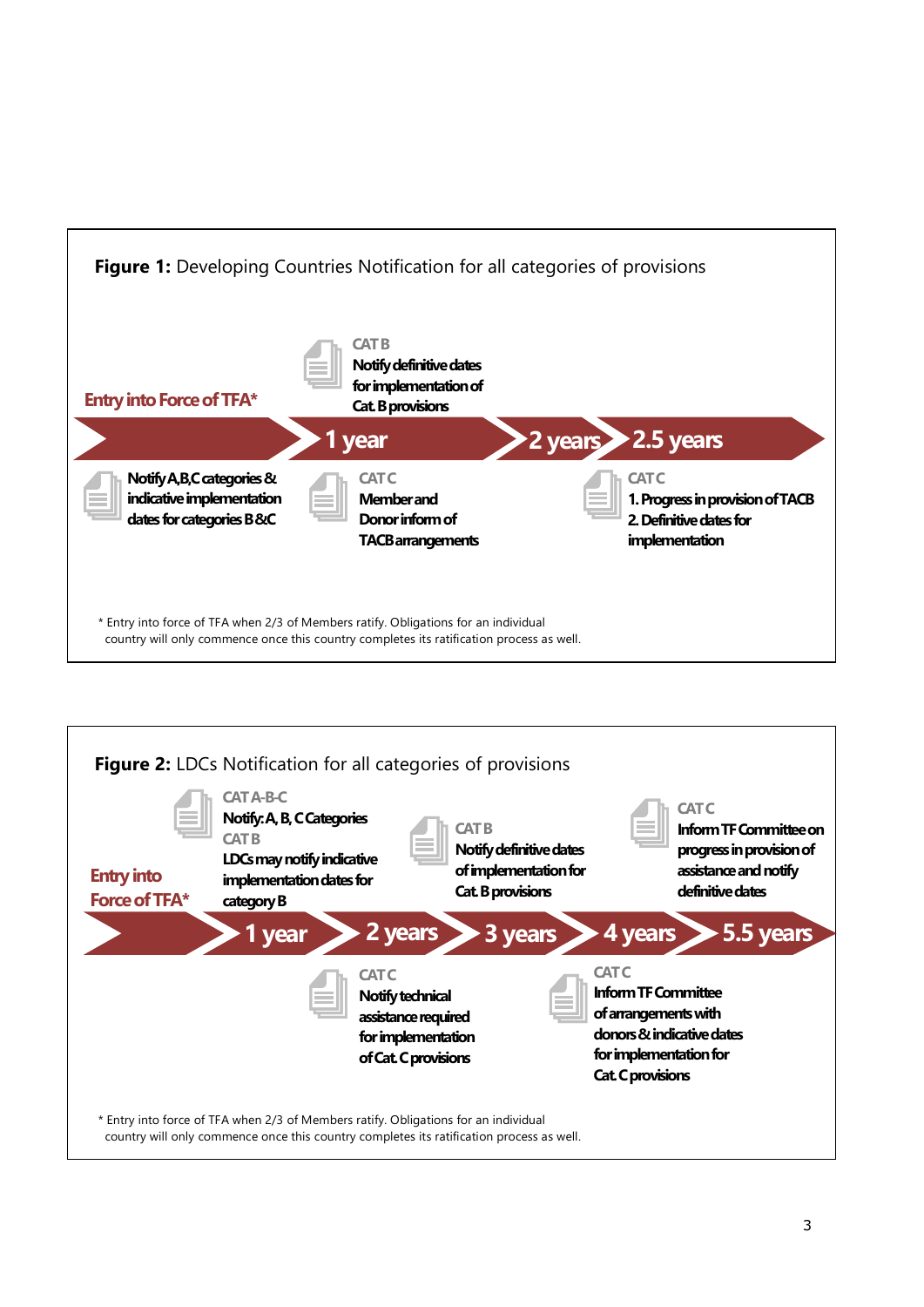**Figure 1:** Developing Countries Notification for all categories of provisions

**Entry into Force of TFA***

- Entry into Force of TFA*: Notify A,B,C categories & indicative implementation dates for categories B & C
- **1 year**:
  - CAT B: Notify definitive dates for implementation of Cat. B provisions
  - CAT C: Member and Donor inform of TACB arrangements
- **2 years**
- **2.5 years**:
  - CAT C: 1. Progress in provision of TACB 2. Definitive dates for implementation

\* Entry into force of TFA when 2/3 of Members ratify. Obligations for an individual country will only commence once this country completes its ratification process as well.

**Figure 2:** LDCs Notification for all categories of provisions

**Entry into Force of TFA***

- **1 year**:
  - CAT A-B-C: Notify: A, B, C Categories
  - CAT B: LDCs may notify indicative implementation dates for category B
- **2 years**:
  - CAT C: Notify technical assistance required for implementation of Cat. C provisions
- **3 years**:
  - CAT B: Notify definitive dates of implementation for Cat. B provisions
- **4 years**:
  - CAT C: Inform TF Committee of arrangements with donors & indicative dates for implementation for Cat. C provisions
- **5.5 years**:
  - CAT C: Inform TF Committee on progress in provision of assistance and notify definitive dates

\* Entry into force of TFA when 2/3 of Members ratify. Obligations for an individual country will only commence once this country completes its ratification process as well.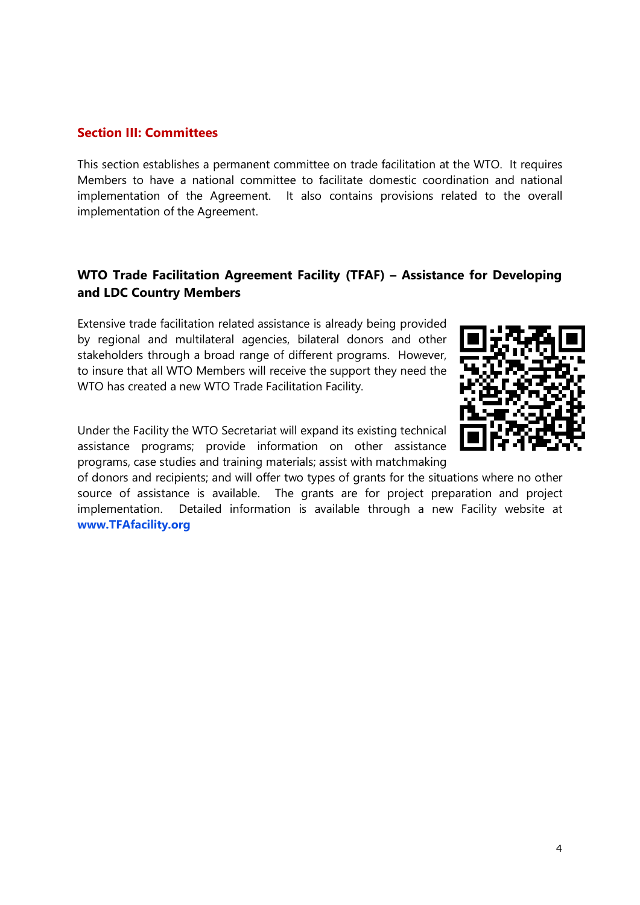## Section III: Committees

This section establishes a permanent committee on trade facilitation at the WTO. It requires Members to have a national committee to facilitate domestic coordination and national implementation of the Agreement. It also contains provisions related to the overall implementation of the Agreement.

### WTO Trade Facilitation Agreement Facility (TFAF) – Assistance for Developing and LDC Country Members

Extensive trade facilitation related assistance is already being provided by regional and multilateral agencies, bilateral donors and other stakeholders through a broad range of different programs. However, to insure that all WTO Members will receive the support they need the WTO has created a new WTO Trade Facilitation Facility.

Under the Facility the WTO Secretariat will expand its existing technical assistance programs; provide information on other assistance programs, case studies and training materials; assist with matchmaking of donors and recipients; and will offer two types of grants for the situations where no other source of assistance is available. The grants are for project preparation and project implementation. Detailed information is available through a new Facility website at **www.TFAfacility.org**